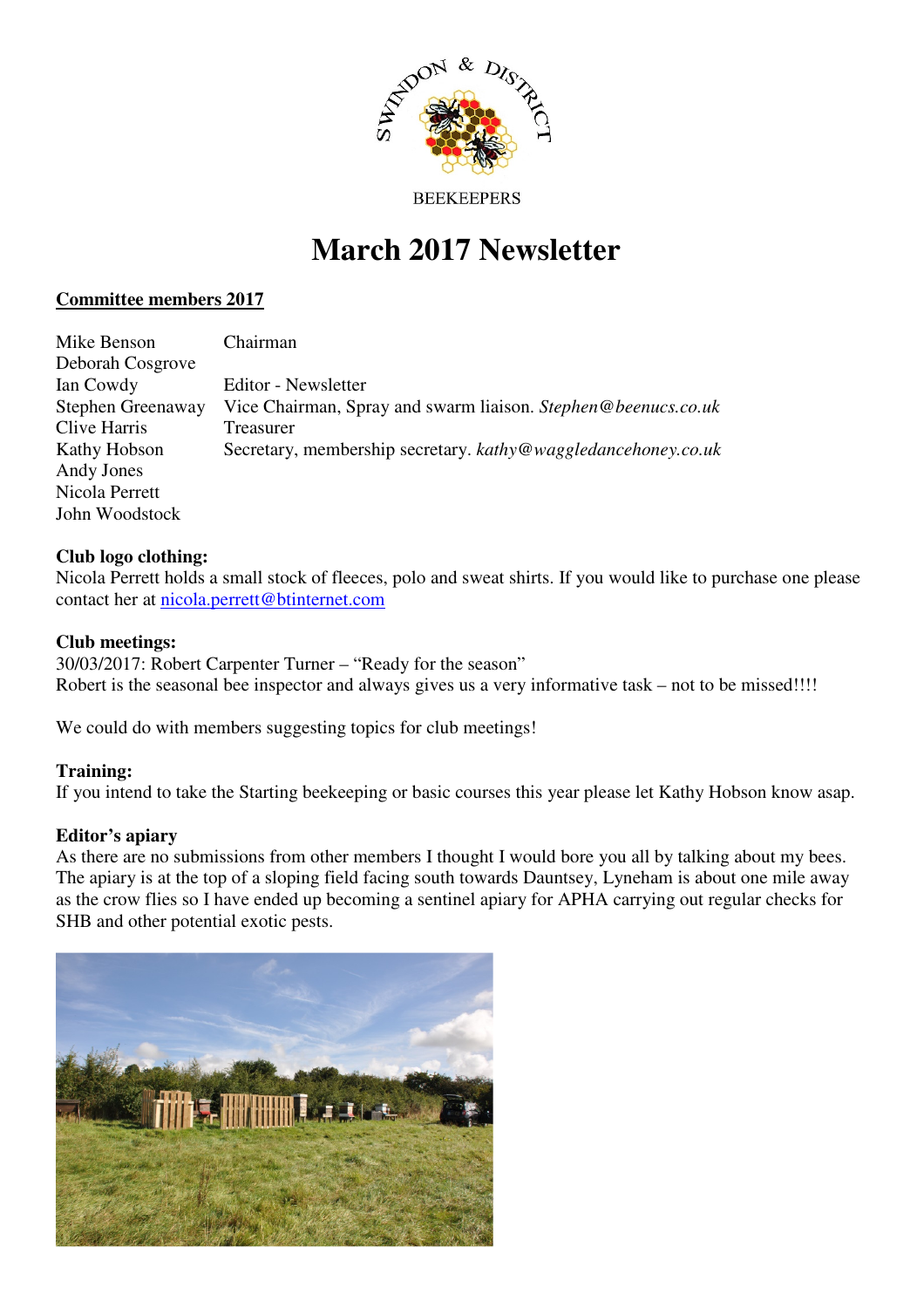SWINDON & DISTRICT

BEEKEEPERS

# March 2017 Newsletter

**Committee members 2017**

| | |
|---|---|
| Mike Benson | Chairman |
| Deborah Cosgrove | |
| Ian Cowdy | Editor - Newsletter |
| Stephen Greenaway | Vice Chairman, Spray and swarm liaison. *Stephen@beenucs.co.uk* |
| Clive Harris | Treasurer |
| Kathy Hobson | Secretary, membership secretary. *kathy@waggledancehoney.co.uk* |
| Andy Jones | |
| Nicola Perrett | |
| John Woodstock | |

**Club logo clothing:**
Nicola Perrett holds a small stock of fleeces, polo and sweat shirts. If you would like to purchase one please contact her at nicola.perrett@btinternet.com

**Club meetings:**
30/03/2017: Robert Carpenter Turner – "Ready for the season"
Robert is the seasonal bee inspector and always gives us a very informative task – not to be missed!!!!

We could do with members suggesting topics for club meetings!

**Training:**
If you intend to take the Starting beekeeping or basic courses this year please let Kathy Hobson know asap.

**Editor's apiary**
As there are no submissions from other members I thought I would bore you all by talking about my bees. The apiary is at the top of a sloping field facing south towards Dauntsey, Lyneham is about one mile away as the crow flies so I have ended up becoming a sentinel apiary for APHA carrying out regular checks for SHB and other potential exotic pests.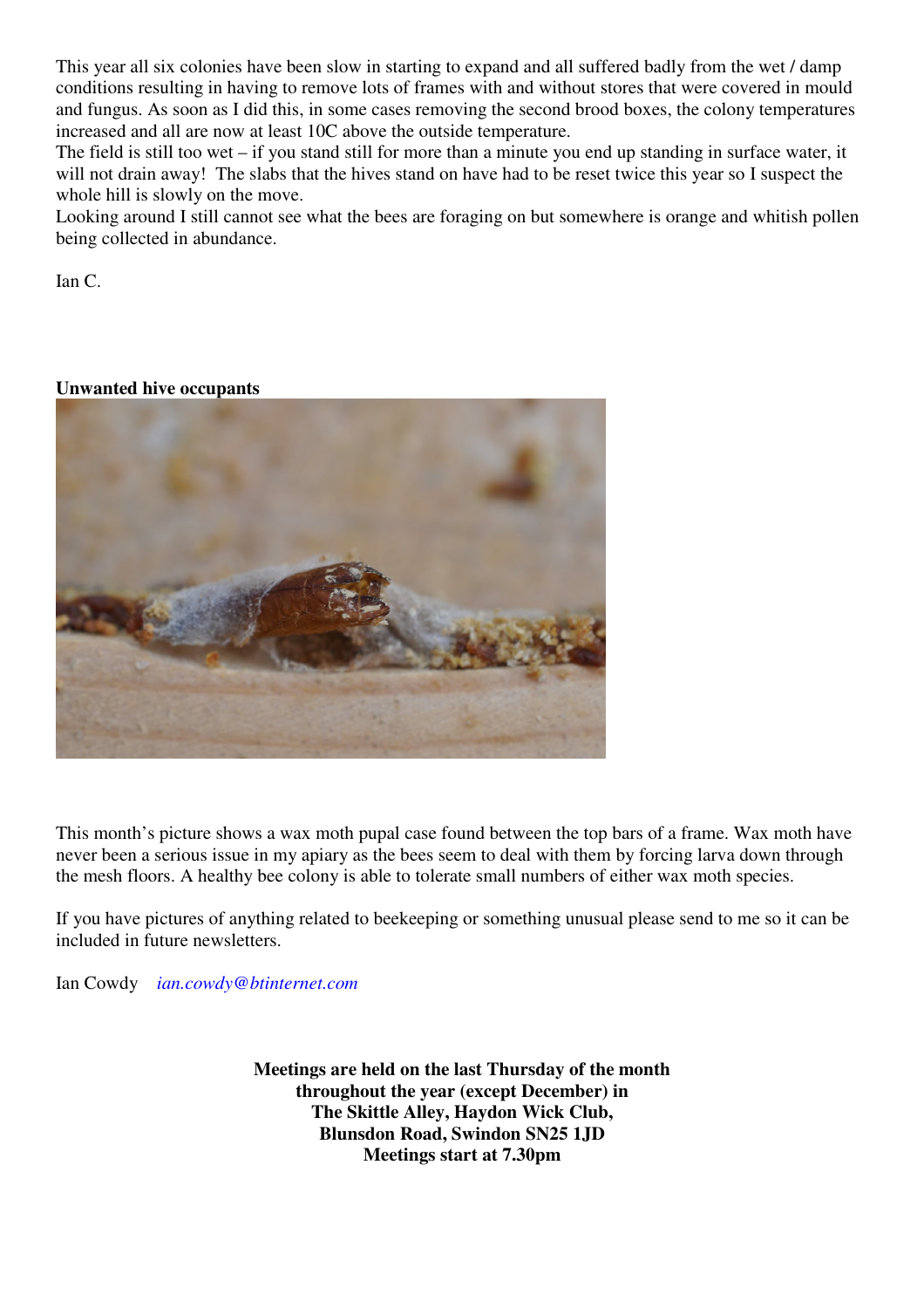This year all six colonies have been slow in starting to expand and all suffered badly from the wet / damp conditions resulting in having to remove lots of frames with and without stores that were covered in mould and fungus. As soon as I did this, in some cases removing the second brood boxes, the colony temperatures increased and all are now at least 10C above the outside temperature.
The field is still too wet – if you stand still for more than a minute you end up standing in surface water, it will not drain away! The slabs that the hives stand on have had to be reset twice this year so I suspect the whole hill is slowly on the move.
Looking around I still cannot see what the bees are foraging on but somewhere is orange and whitish pollen being collected in abundance.

Ian C.

**Unwanted hive occupants**

This month's picture shows a wax moth pupal case found between the top bars of a frame. Wax moth have never been a serious issue in my apiary as the bees seem to deal with them by forcing larva down through the mesh floors. A healthy bee colony is able to tolerate small numbers of either wax moth species.

If you have pictures of anything related to beekeeping or something unusual please send to me so it can be included in future newsletters.

Ian Cowdy *ian.cowdy@btinternet.com*

**Meetings are held on the last Thursday of the month throughout the year (except December) in The Skittle Alley, Haydon Wick Club, Blunsdon Road, Swindon SN25 1JD Meetings start at 7.30pm**